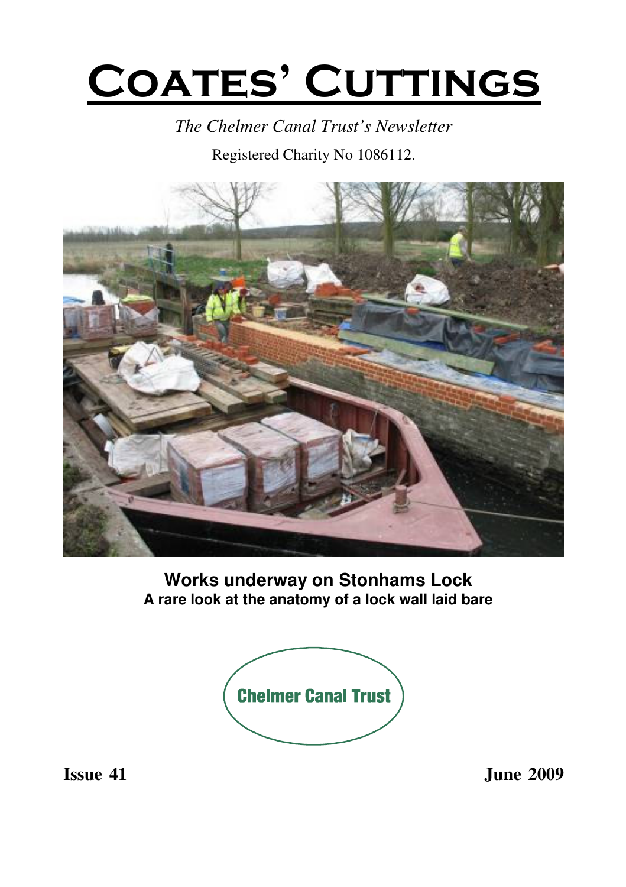# Coates' Cuttings

*The Chelmer Canal Trust's Newsletter*

Registered Charity No 1086112.

**Works underway on Stonhams Lock**
**A rare look at the anatomy of a lock wall laid bare**

Chelmer Canal Trust

**Issue 41** **June 2009**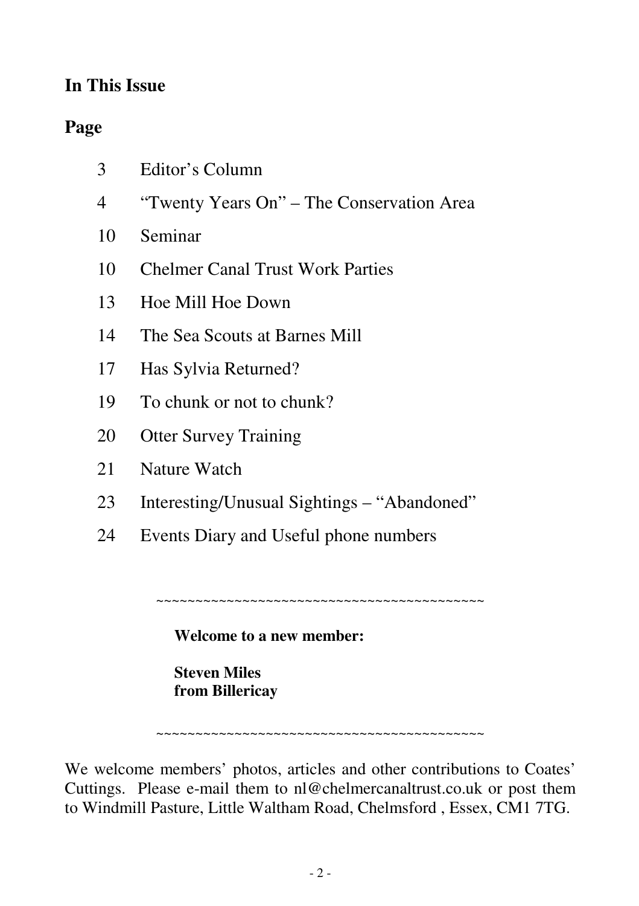## In This Issue

**Page**

| Page | |
|---|---|
| 3 | Editor's Column |
| 4 | "Twenty Years On" – The Conservation Area |
| 10 | Seminar |
| 10 | Chelmer Canal Trust Work Parties |
| 13 | Hoe Mill Hoe Down |
| 14 | The Sea Scouts at Barnes Mill |
| 17 | Has Sylvia Returned? |
| 19 | To chunk or not to chunk? |
| 20 | Otter Survey Training |
| 21 | Nature Watch |
| 23 | Interesting/Unusual Sightings – "Abandoned" |
| 24 | Events Diary and Useful phone numbers |

~~~~~~~~~~~~~~~~~~~~~~~~~~~~~~~~~~~~~~~~~~~~

**Welcome to a new member:**

**Steven Miles**
**from Billericay**

~~~~~~~~~~~~~~~~~~~~~~~~~~~~~~~~~~~~~~~~~~~~

We welcome members' photos, articles and other contributions to Coates' Cuttings. Please e-mail them to nl@chelmercanaltrust.co.uk or post them to Windmill Pasture, Little Waltham Road, Chelmsford , Essex, CM1 7TG.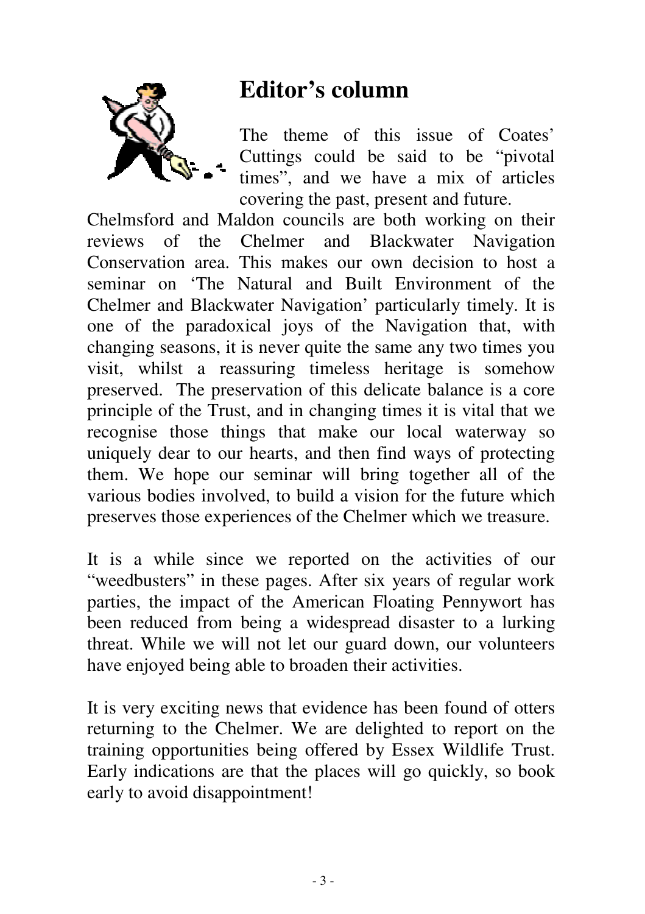# Editor's column

The theme of this issue of Coates' Cuttings could be said to be "pivotal times", and we have a mix of articles covering the past, present and future.

Chelmsford and Maldon councils are both working on their reviews of the Chelmer and Blackwater Navigation Conservation area. This makes our own decision to host a seminar on 'The Natural and Built Environment of the Chelmer and Blackwater Navigation' particularly timely. It is one of the paradoxical joys of the Navigation that, with changing seasons, it is never quite the same any two times you visit, whilst a reassuring timeless heritage is somehow preserved. The preservation of this delicate balance is a core principle of the Trust, and in changing times it is vital that we recognise those things that make our local waterway so uniquely dear to our hearts, and then find ways of protecting them. We hope our seminar will bring together all of the various bodies involved, to build a vision for the future which preserves those experiences of the Chelmer which we treasure.

It is a while since we reported on the activities of our "weedbusters" in these pages. After six years of regular work parties, the impact of the American Floating Pennywort has been reduced from being a widespread disaster to a lurking threat. While we will not let our guard down, our volunteers have enjoyed being able to broaden their activities.

It is very exciting news that evidence has been found of otters returning to the Chelmer. We are delighted to report on the training opportunities being offered by Essex Wildlife Trust. Early indications are that the places will go quickly, so book early to avoid disappointment!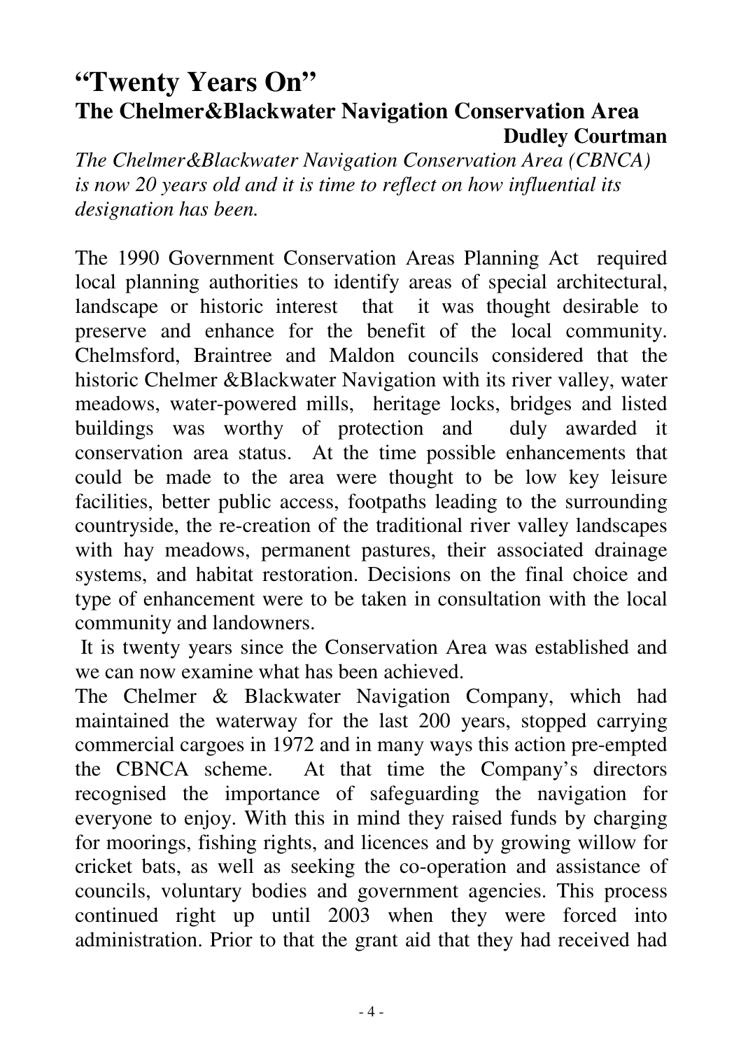# "Twenty Years On"

## The Chelmer&Blackwater Navigation Conservation Area

**Dudley Courtman**

*The Chelmer&Blackwater Navigation Conservation Area (CBNCA) is now 20 years old and it is time to reflect on how influential its designation has been.*

The 1990 Government Conservation Areas Planning Act required local planning authorities to identify areas of special architectural, landscape or historic interest that it was thought desirable to preserve and enhance for the benefit of the local community. Chelmsford, Braintree and Maldon councils considered that the historic Chelmer &Blackwater Navigation with its river valley, water meadows, water-powered mills, heritage locks, bridges and listed buildings was worthy of protection and duly awarded it conservation area status. At the time possible enhancements that could be made to the area were thought to be low key leisure facilities, better public access, footpaths leading to the surrounding countryside, the re-creation of the traditional river valley landscapes with hay meadows, permanent pastures, their associated drainage systems, and habitat restoration. Decisions on the final choice and type of enhancement were to be taken in consultation with the local community and landowners.

It is twenty years since the Conservation Area was established and we can now examine what has been achieved.

The Chelmer & Blackwater Navigation Company, which had maintained the waterway for the last 200 years, stopped carrying commercial cargoes in 1972 and in many ways this action pre-empted the CBNCA scheme. At that time the Company's directors recognised the importance of safeguarding the navigation for everyone to enjoy. With this in mind they raised funds by charging for moorings, fishing rights, and licences and by growing willow for cricket bats, as well as seeking the co-operation and assistance of councils, voluntary bodies and government agencies. This process continued right up until 2003 when they were forced into administration. Prior to that the grant aid that they had received had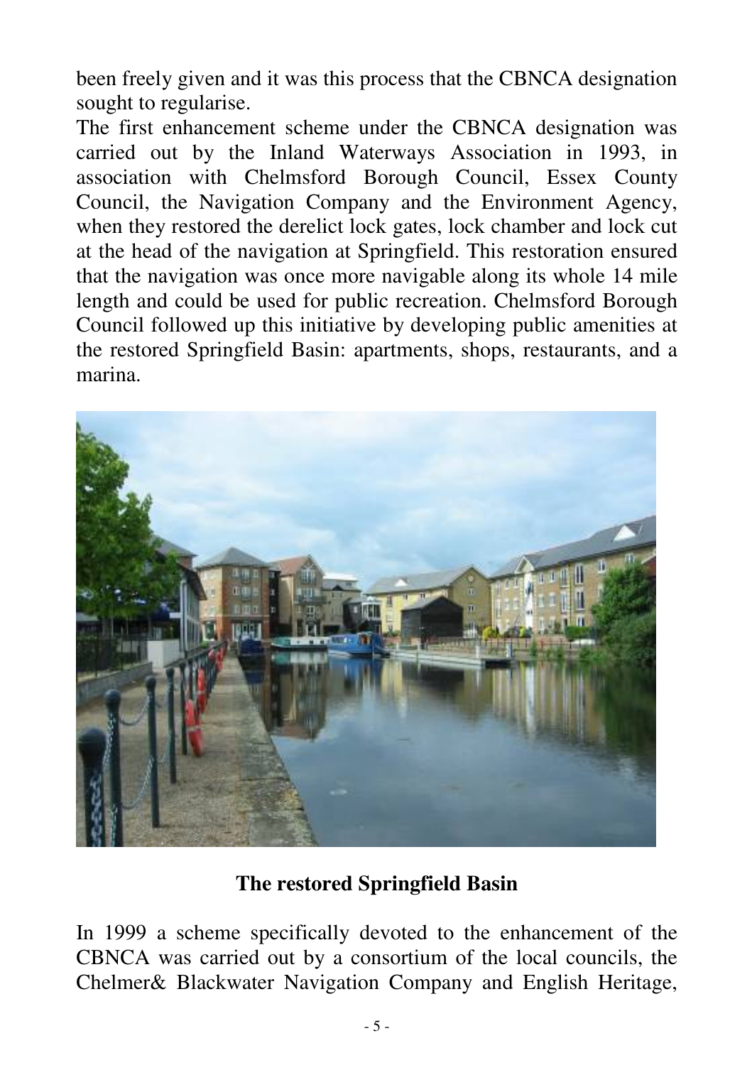been freely given and it was this process that the CBNCA designation sought to regularise.

The first enhancement scheme under the CBNCA designation was carried out by the Inland Waterways Association in 1993, in association with Chelmsford Borough Council, Essex County Council, the Navigation Company and the Environment Agency, when they restored the derelict lock gates, lock chamber and lock cut at the head of the navigation at Springfield. This restoration ensured that the navigation was once more navigable along its whole 14 mile length and could be used for public recreation. Chelmsford Borough Council followed up this initiative by developing public amenities at the restored Springfield Basin: apartments, shops, restaurants, and a marina.

**The restored Springfield Basin**

In 1999 a scheme specifically devoted to the enhancement of the CBNCA was carried out by a consortium of the local councils, the Chelmer& Blackwater Navigation Company and English Heritage,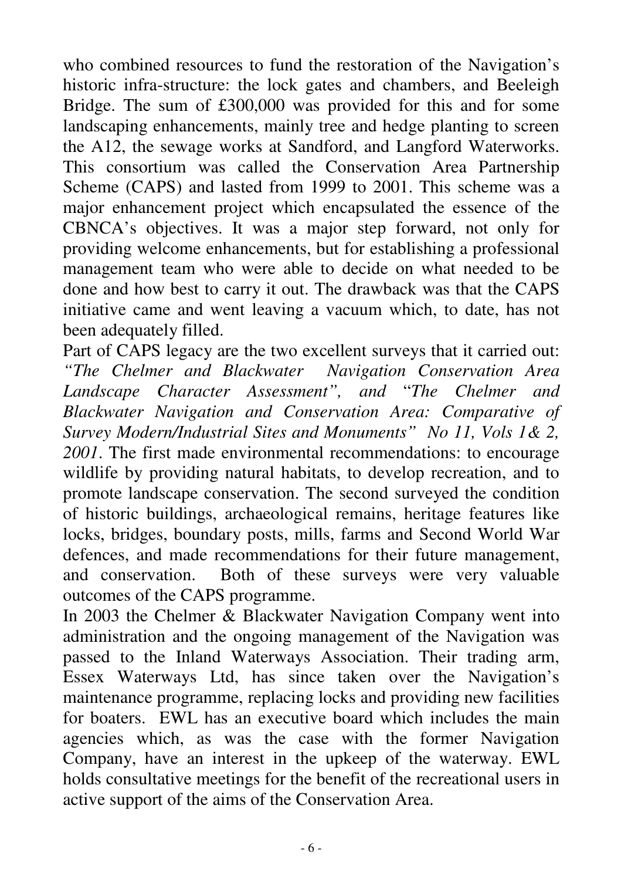who combined resources to fund the restoration of the Navigation's historic infra-structure: the lock gates and chambers, and Beeleigh Bridge. The sum of £300,000 was provided for this and for some landscaping enhancements, mainly tree and hedge planting to screen the A12, the sewage works at Sandford, and Langford Waterworks. This consortium was called the Conservation Area Partnership Scheme (CAPS) and lasted from 1999 to 2001. This scheme was a major enhancement project which encapsulated the essence of the CBNCA's objectives. It was a major step forward, not only for providing welcome enhancements, but for establishing a professional management team who were able to decide on what needed to be done and how best to carry it out. The drawback was that the CAPS initiative came and went leaving a vacuum which, to date, has not been adequately filled.

Part of CAPS legacy are the two excellent surveys that it carried out: *"The Chelmer and Blackwater Navigation Conservation Area Landscape Character Assessment", and "The Chelmer and Blackwater Navigation and Conservation Area: Comparative of Survey Modern/Industrial Sites and Monuments" No 11, Vols 1& 2, 2001*. The first made environmental recommendations: to encourage wildlife by providing natural habitats, to develop recreation, and to promote landscape conservation. The second surveyed the condition of historic buildings, archaeological remains, heritage features like locks, bridges, boundary posts, mills, farms and Second World War defences, and made recommendations for their future management, and conservation. Both of these surveys were very valuable outcomes of the CAPS programme.

In 2003 the Chelmer & Blackwater Navigation Company went into administration and the ongoing management of the Navigation was passed to the Inland Waterways Association. Their trading arm, Essex Waterways Ltd, has since taken over the Navigation's maintenance programme, replacing locks and providing new facilities for boaters. EWL has an executive board which includes the main agencies which, as was the case with the former Navigation Company, have an interest in the upkeep of the waterway. EWL holds consultative meetings for the benefit of the recreational users in active support of the aims of the Conservation Area.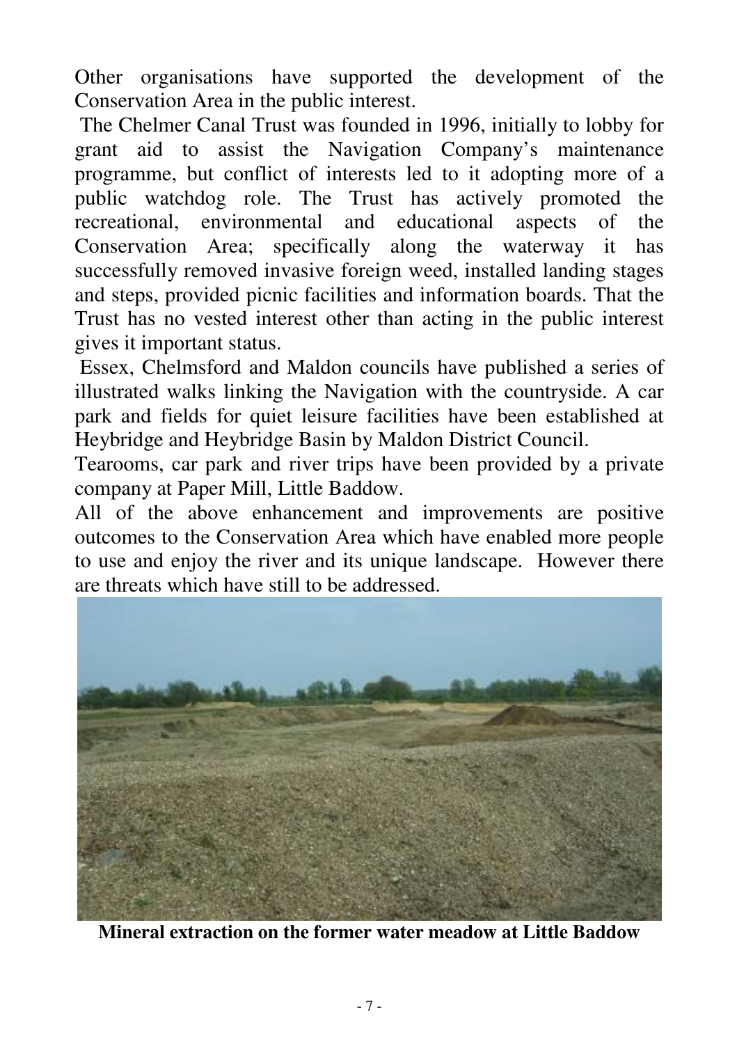Other organisations have supported the development of the Conservation Area in the public interest.

The Chelmer Canal Trust was founded in 1996, initially to lobby for grant aid to assist the Navigation Company's maintenance programme, but conflict of interests led to it adopting more of a public watchdog role. The Trust has actively promoted the recreational, environmental and educational aspects of the Conservation Area; specifically along the waterway it has successfully removed invasive foreign weed, installed landing stages and steps, provided picnic facilities and information boards. That the Trust has no vested interest other than acting in the public interest gives it important status.

Essex, Chelmsford and Maldon councils have published a series of illustrated walks linking the Navigation with the countryside. A car park and fields for quiet leisure facilities have been established at Heybridge and Heybridge Basin by Maldon District Council.

Tearooms, car park and river trips have been provided by a private company at Paper Mill, Little Baddow.

All of the above enhancement and improvements are positive outcomes to the Conservation Area which have enabled more people to use and enjoy the river and its unique landscape. However there are threats which have still to be addressed.

**Mineral extraction on the former water meadow at Little Baddow**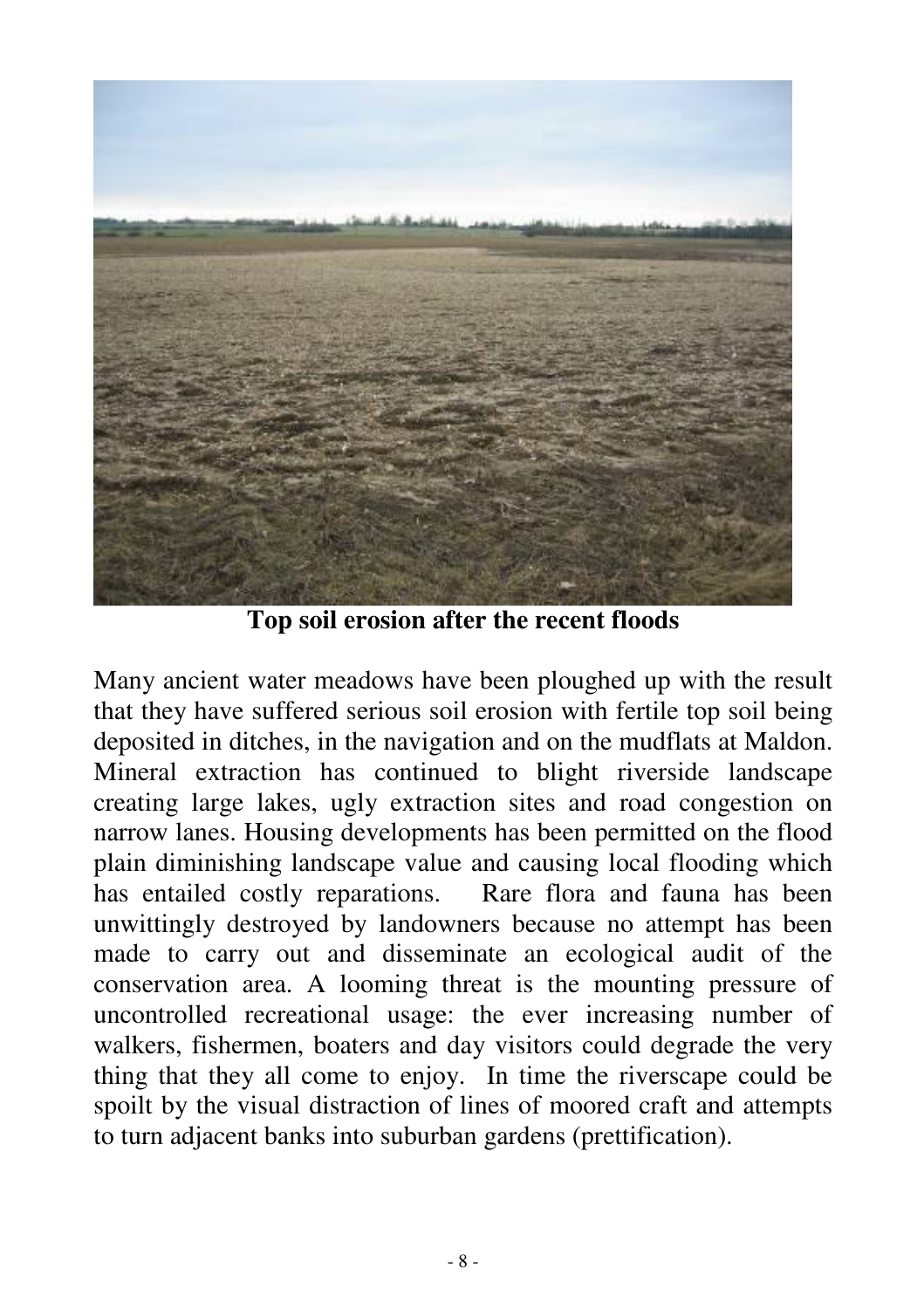**Top soil erosion after the recent floods**

Many ancient water meadows have been ploughed up with the result that they have suffered serious soil erosion with fertile top soil being deposited in ditches, in the navigation and on the mudflats at Maldon. Mineral extraction has continued to blight riverside landscape creating large lakes, ugly extraction sites and road congestion on narrow lanes. Housing developments has been permitted on the flood plain diminishing landscape value and causing local flooding which has entailed costly reparations. Rare flora and fauna has been unwittingly destroyed by landowners because no attempt has been made to carry out and disseminate an ecological audit of the conservation area. A looming threat is the mounting pressure of uncontrolled recreational usage: the ever increasing number of walkers, fishermen, boaters and day visitors could degrade the very thing that they all come to enjoy. In time the riverscape could be spoilt by the visual distraction of lines of moored craft and attempts to turn adjacent banks into suburban gardens (prettification).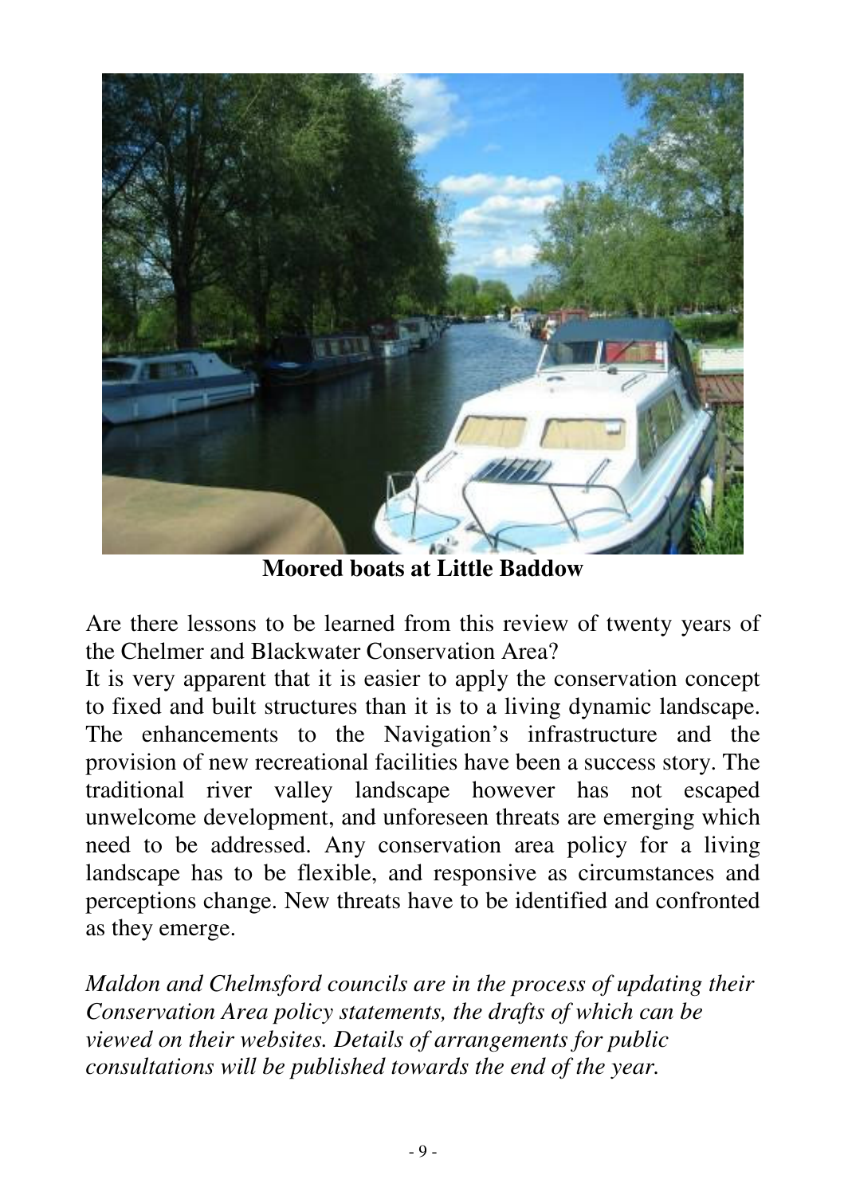**Moored boats at Little Baddow**

Are there lessons to be learned from this review of twenty years of the Chelmer and Blackwater Conservation Area?

It is very apparent that it is easier to apply the conservation concept to fixed and built structures than it is to a living dynamic landscape. The enhancements to the Navigation's infrastructure and the provision of new recreational facilities have been a success story. The traditional river valley landscape however has not escaped unwelcome development, and unforeseen threats are emerging which need to be addressed. Any conservation area policy for a living landscape has to be flexible, and responsive as circumstances and perceptions change. New threats have to be identified and confronted as they emerge.

*Maldon and Chelmsford councils are in the process of updating their Conservation Area policy statements, the drafts of which can be viewed on their websites. Details of arrangements for public consultations will be published towards the end of the year.*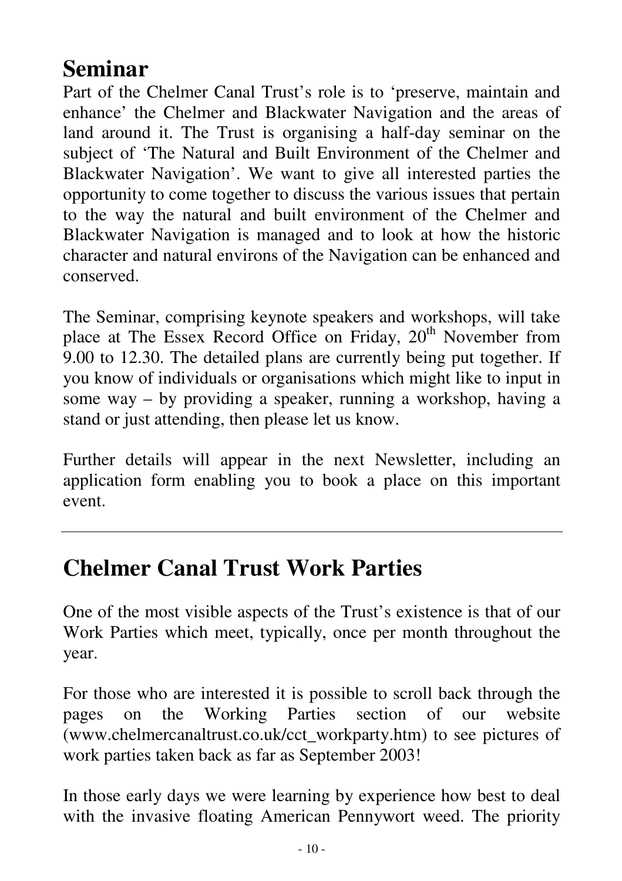## Seminar

Part of the Chelmer Canal Trust's role is to 'preserve, maintain and enhance' the Chelmer and Blackwater Navigation and the areas of land around it. The Trust is organising a half-day seminar on the subject of 'The Natural and Built Environment of the Chelmer and Blackwater Navigation'. We want to give all interested parties the opportunity to come together to discuss the various issues that pertain to the way the natural and built environment of the Chelmer and Blackwater Navigation is managed and to look at how the historic character and natural environs of the Navigation can be enhanced and conserved.

The Seminar, comprising keynote speakers and workshops, will take place at The Essex Record Office on Friday, 20th November from 9.00 to 12.30. The detailed plans are currently being put together. If you know of individuals or organisations which might like to input in some way – by providing a speaker, running a workshop, having a stand or just attending, then please let us know.

Further details will appear in the next Newsletter, including an application form enabling you to book a place on this important event.

---

## Chelmer Canal Trust Work Parties

One of the most visible aspects of the Trust's existence is that of our Work Parties which meet, typically, once per month throughout the year.

For those who are interested it is possible to scroll back through the pages on the Working Parties section of our website (www.chelmercanaltrust.co.uk/cct_workparty.htm) to see pictures of work parties taken back as far as September 2003!

In those early days we were learning by experience how best to deal with the invasive floating American Pennywort weed. The priority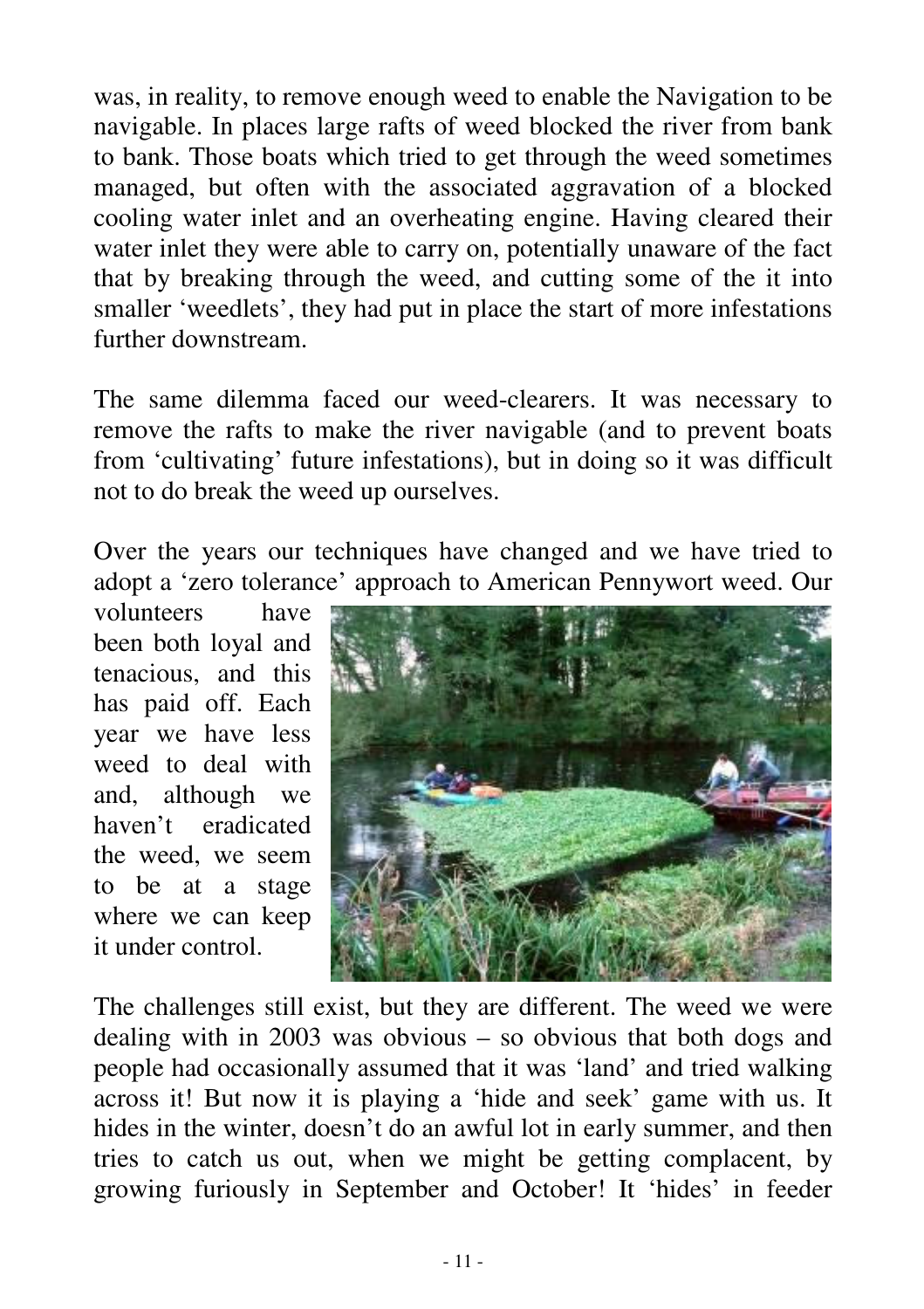was, in reality, to remove enough weed to enable the Navigation to be navigable. In places large rafts of weed blocked the river from bank to bank. Those boats which tried to get through the weed sometimes managed, but often with the associated aggravation of a blocked cooling water inlet and an overheating engine. Having cleared their water inlet they were able to carry on, potentially unaware of the fact that by breaking through the weed, and cutting some of the it into smaller 'weedlets', they had put in place the start of more infestations further downstream.

The same dilemma faced our weed-clearers. It was necessary to remove the rafts to make the river navigable (and to prevent boats from 'cultivating' future infestations), but in doing so it was difficult not to do break the weed up ourselves.

Over the years our techniques have changed and we have tried to adopt a 'zero tolerance' approach to American Pennywort weed. Our volunteers have been both loyal and tenacious, and this has paid off. Each year we have less weed to deal with and, although we haven't eradicated the weed, we seem to be at a stage where we can keep it under control.

The challenges still exist, but they are different. The weed we were dealing with in 2003 was obvious – so obvious that both dogs and people had occasionally assumed that it was 'land' and tried walking across it! But now it is playing a 'hide and seek' game with us. It hides in the winter, doesn't do an awful lot in early summer, and then tries to catch us out, when we might be getting complacent, by growing furiously in September and October! It 'hides' in feeder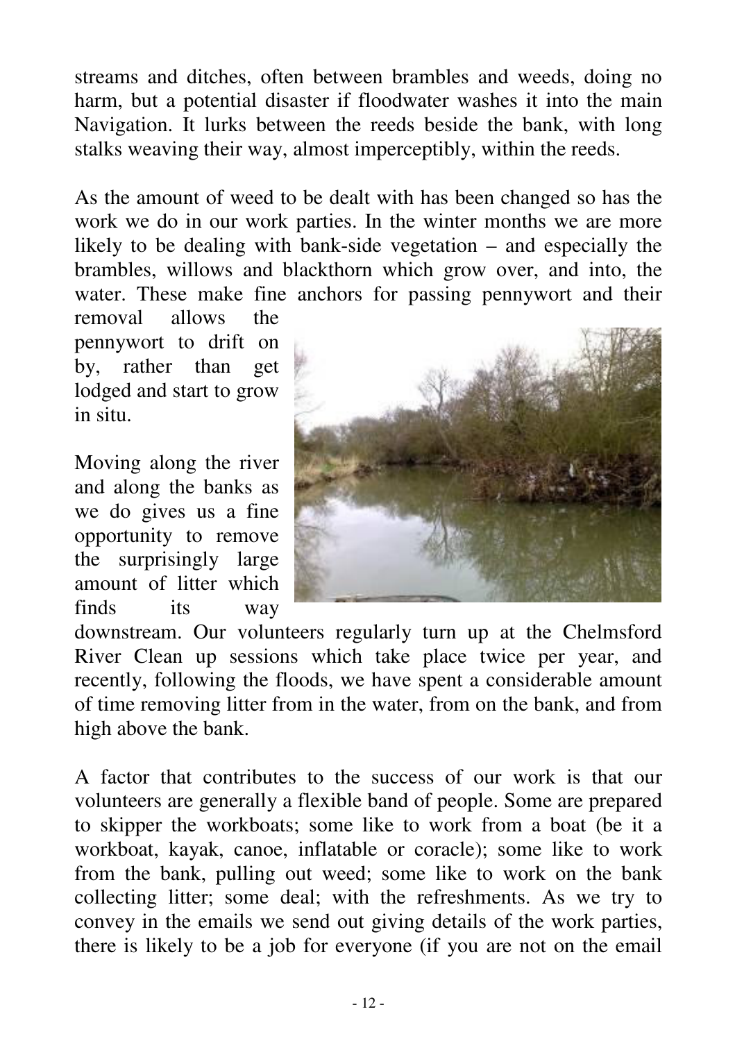streams and ditches, often between brambles and weeds, doing no harm, but a potential disaster if floodwater washes it into the main Navigation. It lurks between the reeds beside the bank, with long stalks weaving their way, almost imperceptibly, within the reeds.

As the amount of weed to be dealt with has been changed so has the work we do in our work parties. In the winter months we are more likely to be dealing with bank-side vegetation – and especially the brambles, willows and blackthorn which grow over, and into, the water. These make fine anchors for passing pennywort and their removal allows the pennywort to drift on by, rather than get lodged and start to grow in situ.

Moving along the river and along the banks as we do gives us a fine opportunity to remove the surprisingly large amount of litter which finds its way downstream. Our volunteers regularly turn up at the Chelmsford River Clean up sessions which take place twice per year, and recently, following the floods, we have spent a considerable amount of time removing litter from in the water, from on the bank, and from high above the bank.

A factor that contributes to the success of our work is that our volunteers are generally a flexible band of people. Some are prepared to skipper the workboats; some like to work from a boat (be it a workboat, kayak, canoe, inflatable or coracle); some like to work from the bank, pulling out weed; some like to work on the bank collecting litter; some deal; with the refreshments. As we try to convey in the emails we send out giving details of the work parties, there is likely to be a job for everyone (if you are not on the email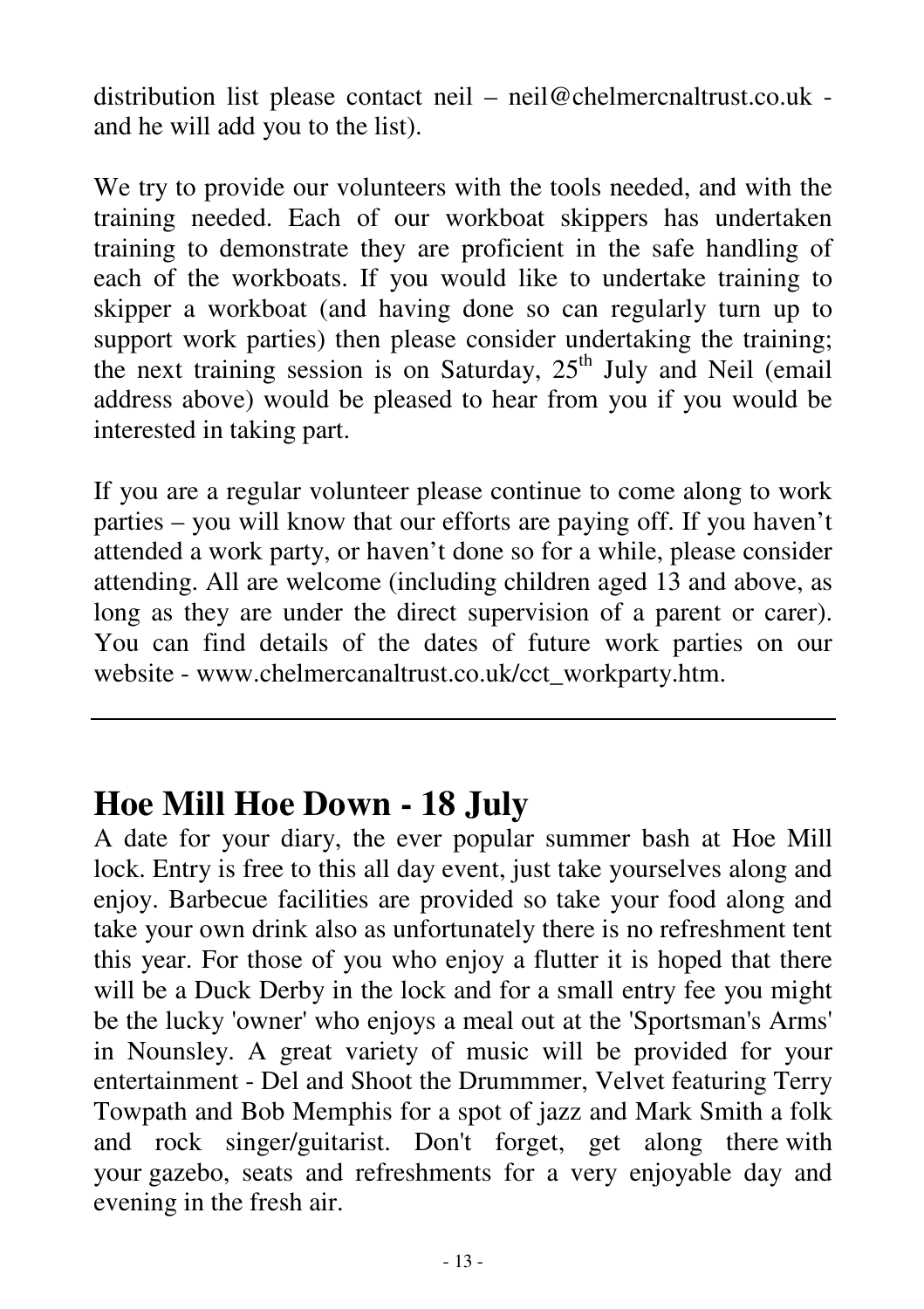distribution list please contact neil – neil@chelmercnaltrust.co.uk - and he will add you to the list).

We try to provide our volunteers with the tools needed, and with the training needed. Each of our workboat skippers has undertaken training to demonstrate they are proficient in the safe handling of each of the workboats. If you would like to undertake training to skipper a workboat (and having done so can regularly turn up to support work parties) then please consider undertaking the training; the next training session is on Saturday, 25th July and Neil (email address above) would be pleased to hear from you if you would be interested in taking part.

If you are a regular volunteer please continue to come along to work parties – you will know that our efforts are paying off. If you haven't attended a work party, or haven't done so for a while, please consider attending. All are welcome (including children aged 13 and above, as long as they are under the direct supervision of a parent or carer). You can find details of the dates of future work parties on our website - www.chelmercanaltrust.co.uk/cct_workparty.htm.

---

## Hoe Mill Hoe Down - 18 July

A date for your diary, the ever popular summer bash at Hoe Mill lock. Entry is free to this all day event, just take yourselves along and enjoy. Barbecue facilities are provided so take your food along and take your own drink also as unfortunately there is no refreshment tent this year. For those of you who enjoy a flutter it is hoped that there will be a Duck Derby in the lock and for a small entry fee you might be the lucky 'owner' who enjoys a meal out at the 'Sportsman's Arms' in Nounsley. A great variety of music will be provided for your entertainment - Del and Shoot the Drummmer, Velvet featuring Terry Towpath and Bob Memphis for a spot of jazz and Mark Smith a folk and rock singer/guitarist. Don't forget, get along there with your gazebo, seats and refreshments for a very enjoyable day and evening in the fresh air.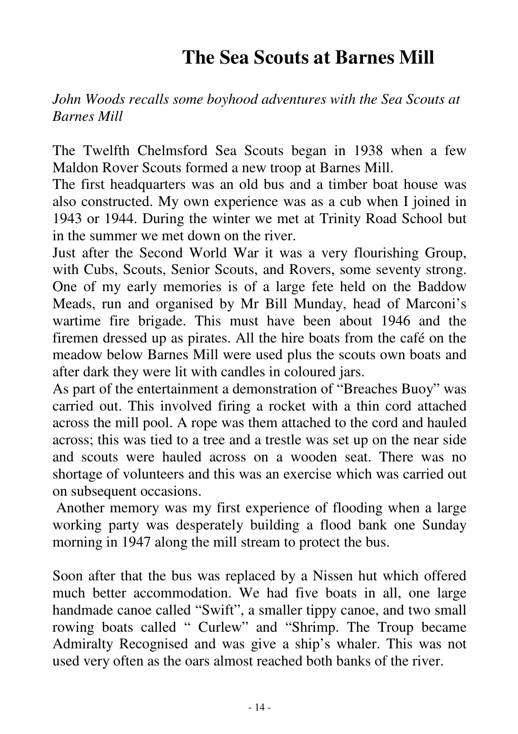# The Sea Scouts at Barnes Mill

*John Woods recalls some boyhood adventures with the Sea Scouts at Barnes Mill*

The Twelfth Chelmsford Sea Scouts began in 1938 when a few Maldon Rover Scouts formed a new troop at Barnes Mill.

The first headquarters was an old bus and a timber boat house was also constructed. My own experience was as a cub when I joined in 1943 or 1944. During the winter we met at Trinity Road School but in the summer we met down on the river.

Just after the Second World War it was a very flourishing Group, with Cubs, Scouts, Senior Scouts, and Rovers, some seventy strong. One of my early memories is of a large fete held on the Baddow Meads, run and organised by Mr Bill Munday, head of Marconi's wartime fire brigade. This must have been about 1946 and the firemen dressed up as pirates. All the hire boats from the café on the meadow below Barnes Mill were used plus the scouts own boats and after dark they were lit with candles in coloured jars.

As part of the entertainment a demonstration of "Breaches Buoy" was carried out. This involved firing a rocket with a thin cord attached across the mill pool. A rope was them attached to the cord and hauled across; this was tied to a tree and a trestle was set up on the near side and scouts were hauled across on a wooden seat. There was no shortage of volunteers and this was an exercise which was carried out on subsequent occasions.

Another memory was my first experience of flooding when a large working party was desperately building a flood bank one Sunday morning in 1947 along the mill stream to protect the bus.

Soon after that the bus was replaced by a Nissen hut which offered much better accommodation. We had five boats in all, one large handmade canoe called "Swift", a smaller tippy canoe, and two small rowing boats called " Curlew" and "Shrimp. The Troup became Admiralty Recognised and was give a ship's whaler. This was not used very often as the oars almost reached both banks of the river.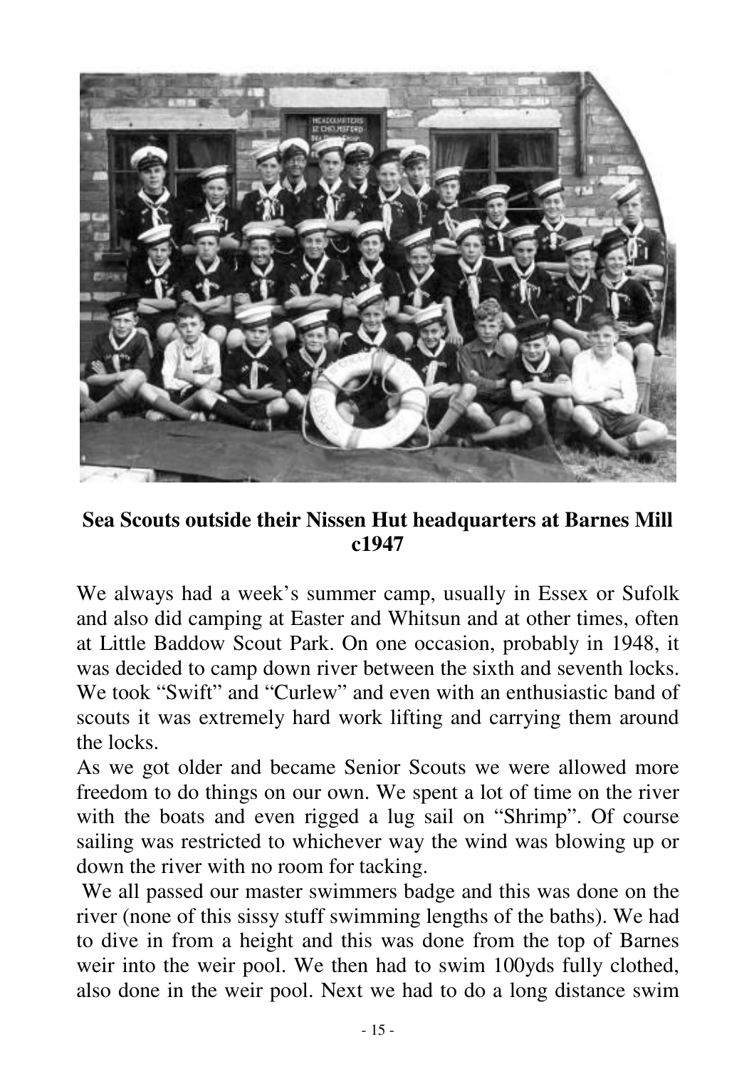**Sea Scouts outside their Nissen Hut headquarters at Barnes Mill c1947**

We always had a week's summer camp, usually in Essex or Sufolk and also did camping at Easter and Whitsun and at other times, often at Little Baddow Scout Park. On one occasion, probably in 1948, it was decided to camp down river between the sixth and seventh locks. We took "Swift" and "Curlew" and even with an enthusiastic band of scouts it was extremely hard work lifting and carrying them around the locks.

As we got older and became Senior Scouts we were allowed more freedom to do things on our own. We spent a lot of time on the river with the boats and even rigged a lug sail on "Shrimp". Of course sailing was restricted to whichever way the wind was blowing up or down the river with no room for tacking.

We all passed our master swimmers badge and this was done on the river (none of this sissy stuff swimming lengths of the baths). We had to dive in from a height and this was done from the top of Barnes weir into the weir pool. We then had to swim 100yds fully clothed, also done in the weir pool. Next we had to do a long distance swim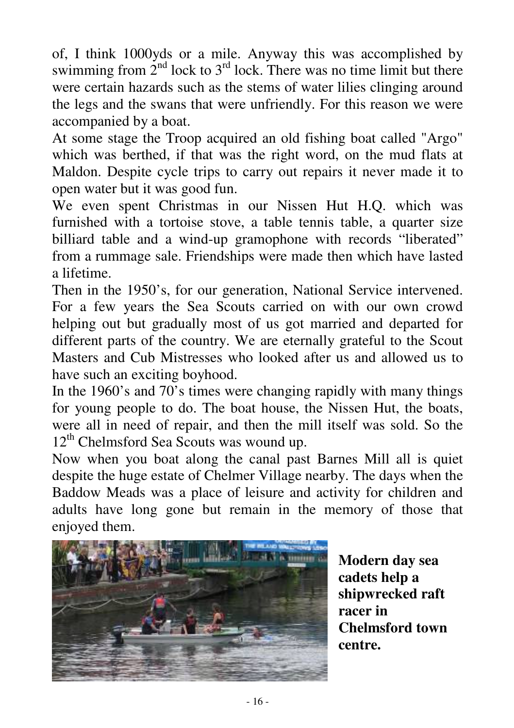of, I think 1000yds or a mile. Anyway this was accomplished by swimming from 2nd lock to 3rd lock. There was no time limit but there were certain hazards such as the stems of water lilies clinging around the legs and the swans that were unfriendly. For this reason we were accompanied by a boat.

At some stage the Troop acquired an old fishing boat called "Argo" which was berthed, if that was the right word, on the mud flats at Maldon. Despite cycle trips to carry out repairs it never made it to open water but it was good fun.

We even spent Christmas in our Nissen Hut H.Q. which was furnished with a tortoise stove, a table tennis table, a quarter size billiard table and a wind-up gramophone with records "liberated" from a rummage sale. Friendships were made then which have lasted a lifetime.

Then in the 1950's, for our generation, National Service intervened. For a few years the Sea Scouts carried on with our own crowd helping out but gradually most of us got married and departed for different parts of the country. We are eternally grateful to the Scout Masters and Cub Mistresses who looked after us and allowed us to have such an exciting boyhood.

In the 1960's and 70's times were changing rapidly with many things for young people to do. The boat house, the Nissen Hut, the boats, were all in need of repair, and then the mill itself was sold. So the 12th Chelmsford Sea Scouts was wound up.

Now when you boat along the canal past Barnes Mill all is quiet despite the huge estate of Chelmer Village nearby. The days when the Baddow Meads was a place of leisure and activity for children and adults have long gone but remain in the memory of those that enjoyed them.

**Modern day sea cadets help a shipwrecked raft racer in Chelmsford town centre.**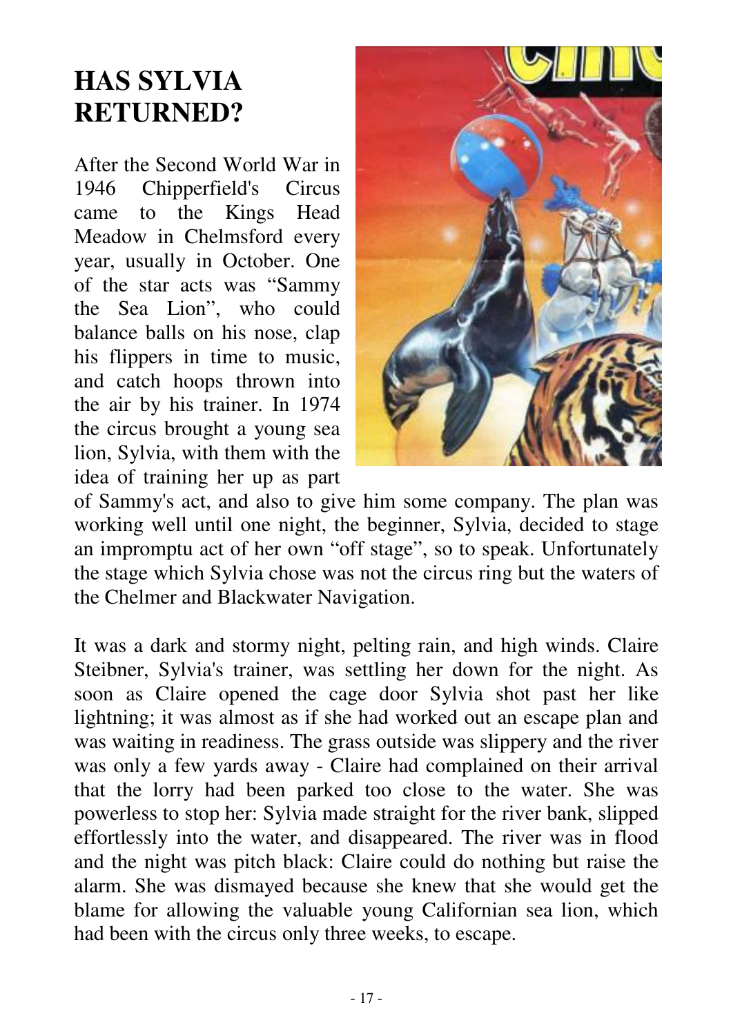# HAS SYLVIA RETURNED?

After the Second World War in 1946 Chipperfield's Circus came to the Kings Head Meadow in Chelmsford every year, usually in October. One of the star acts was “Sammy the Sea Lion”, who could balance balls on his nose, clap his flippers in time to music, and catch hoops thrown into the air by his trainer. In 1974 the circus brought a young sea lion, Sylvia, with them with the idea of training her up as part of Sammy's act, and also to give him some company. The plan was working well until one night, the beginner, Sylvia, decided to stage an impromptu act of her own “off stage”, so to speak. Unfortunately the stage which Sylvia chose was not the circus ring but the waters of the Chelmer and Blackwater Navigation.

It was a dark and stormy night, pelting rain, and high winds. Claire Steibner, Sylvia's trainer, was settling her down for the night. As soon as Claire opened the cage door Sylvia shot past her like lightning; it was almost as if she had worked out an escape plan and was waiting in readiness. The grass outside was slippery and the river was only a few yards away - Claire had complained on their arrival that the lorry had been parked too close to the water. She was powerless to stop her: Sylvia made straight for the river bank, slipped effortlessly into the water, and disappeared. The river was in flood and the night was pitch black: Claire could do nothing but raise the alarm. She was dismayed because she knew that she would get the blame for allowing the valuable young Californian sea lion, which had been with the circus only three weeks, to escape.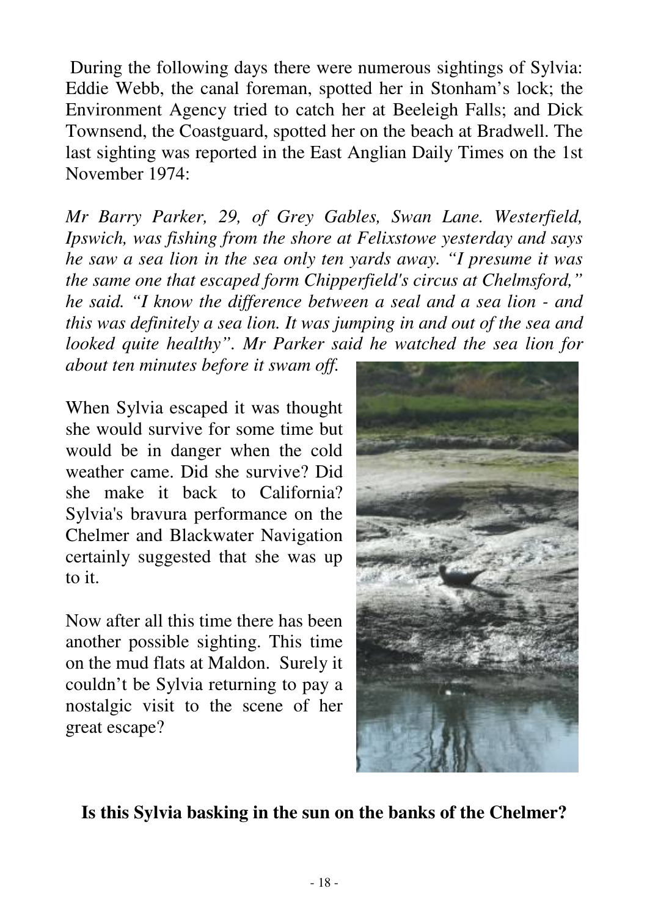During the following days there were numerous sightings of Sylvia: Eddie Webb, the canal foreman, spotted her in Stonham's lock; the Environment Agency tried to catch her at Beeleigh Falls; and Dick Townsend, the Coastguard, spotted her on the beach at Bradwell. The last sighting was reported in the East Anglian Daily Times on the 1st November 1974:

*Mr Barry Parker, 29, of Grey Gables, Swan Lane. Westerfield, Ipswich, was fishing from the shore at Felixstowe yesterday and says he saw a sea lion in the sea only ten yards away. "I presume it was the same one that escaped form Chipperfield's circus at Chelmsford," he said. "I know the difference between a seal and a sea lion - and this was definitely a sea lion. It was jumping in and out of the sea and looked quite healthy". Mr Parker said he watched the sea lion for about ten minutes before it swam off.*

When Sylvia escaped it was thought she would survive for some time but would be in danger when the cold weather came. Did she survive? Did she make it back to California? Sylvia's bravura performance on the Chelmer and Blackwater Navigation certainly suggested that she was up to it.

Now after all this time there has been another possible sighting. This time on the mud flats at Maldon. Surely it couldn't be Sylvia returning to pay a nostalgic visit to the scene of her great escape?

**Is this Sylvia basking in the sun on the banks of the Chelmer?**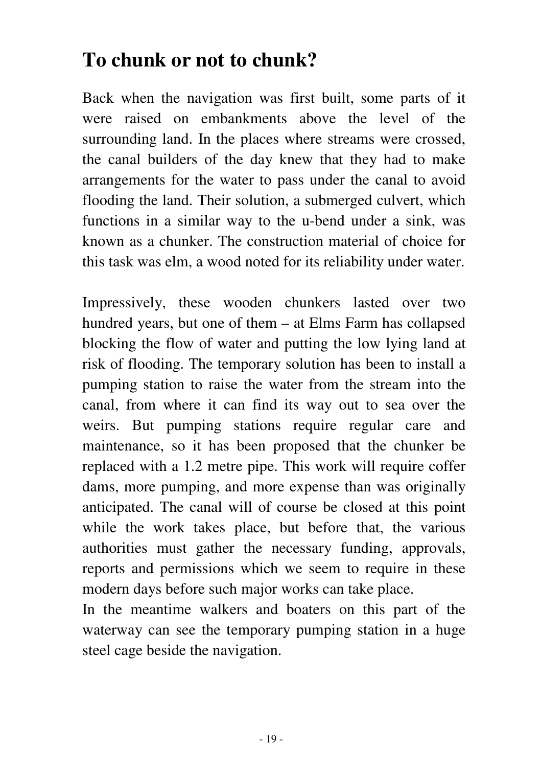# To chunk or not to chunk?

Back when the navigation was first built, some parts of it were raised on embankments above the level of the surrounding land. In the places where streams were crossed, the canal builders of the day knew that they had to make arrangements for the water to pass under the canal to avoid flooding the land. Their solution, a submerged culvert, which functions in a similar way to the u-bend under a sink, was known as a chunker. The construction material of choice for this task was elm, a wood noted for its reliability under water.

Impressively, these wooden chunkers lasted over two hundred years, but one of them – at Elms Farm has collapsed blocking the flow of water and putting the low lying land at risk of flooding. The temporary solution has been to install a pumping station to raise the water from the stream into the canal, from where it can find its way out to sea over the weirs. But pumping stations require regular care and maintenance, so it has been proposed that the chunker be replaced with a 1.2 metre pipe. This work will require coffer dams, more pumping, and more expense than was originally anticipated. The canal will of course be closed at this point while the work takes place, but before that, the various authorities must gather the necessary funding, approvals, reports and permissions which we seem to require in these modern days before such major works can take place.

In the meantime walkers and boaters on this part of the waterway can see the temporary pumping station in a huge steel cage beside the navigation.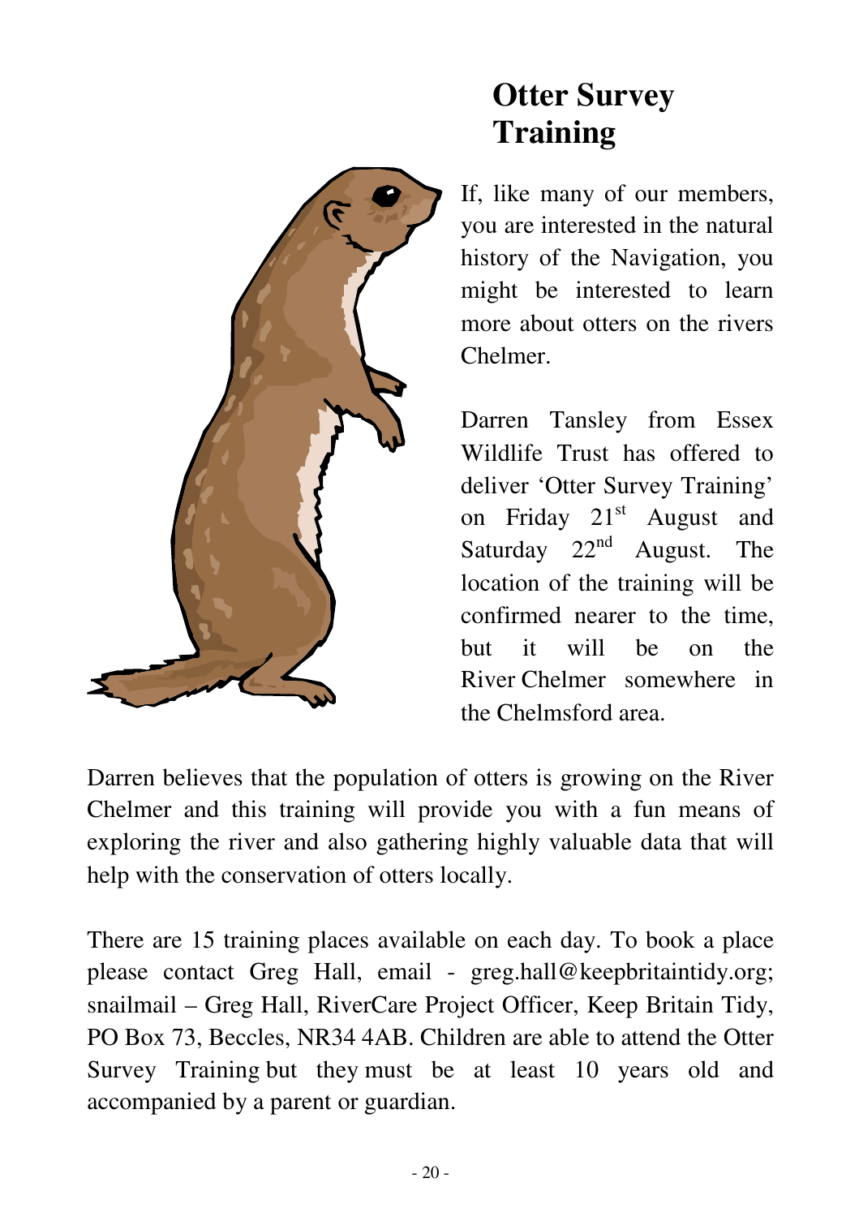# Otter Survey Training

If, like many of our members, you are interested in the natural history of the Navigation, you might be interested to learn more about otters on the rivers Chelmer.

Darren Tansley from Essex Wildlife Trust has offered to deliver 'Otter Survey Training' on Friday 21st August and Saturday 22nd August. The location of the training will be confirmed nearer to the time, but it will be on the River Chelmer somewhere in the Chelmsford area.

Darren believes that the population of otters is growing on the River Chelmer and this training will provide you with a fun means of exploring the river and also gathering highly valuable data that will help with the conservation of otters locally.

There are 15 training places available on each day. To book a place please contact Greg Hall, email - greg.hall@keepbritaintidy.org; snailmail – Greg Hall, RiverCare Project Officer, Keep Britain Tidy, PO Box 73, Beccles, NR34 4AB. Children are able to attend the Otter Survey Training but they must be at least 10 years old and accompanied by a parent or guardian.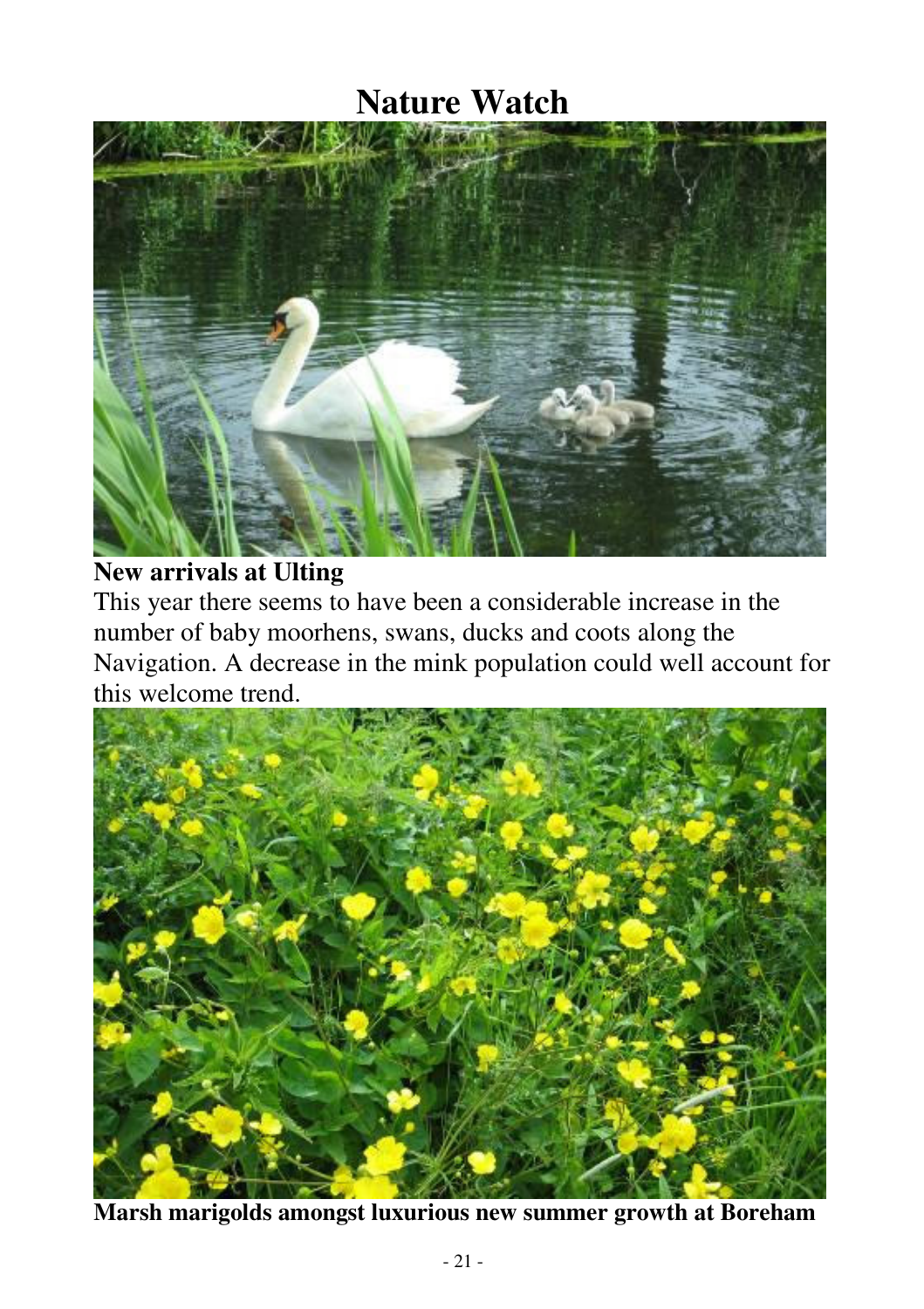# Nature Watch

**New arrivals at Ulting**

This year there seems to have been a considerable increase in the number of baby moorhens, swans, ducks and coots along the Navigation. A decrease in the mink population could well account for this welcome trend.

**Marsh marigolds amongst luxurious new summer growth at Boreham**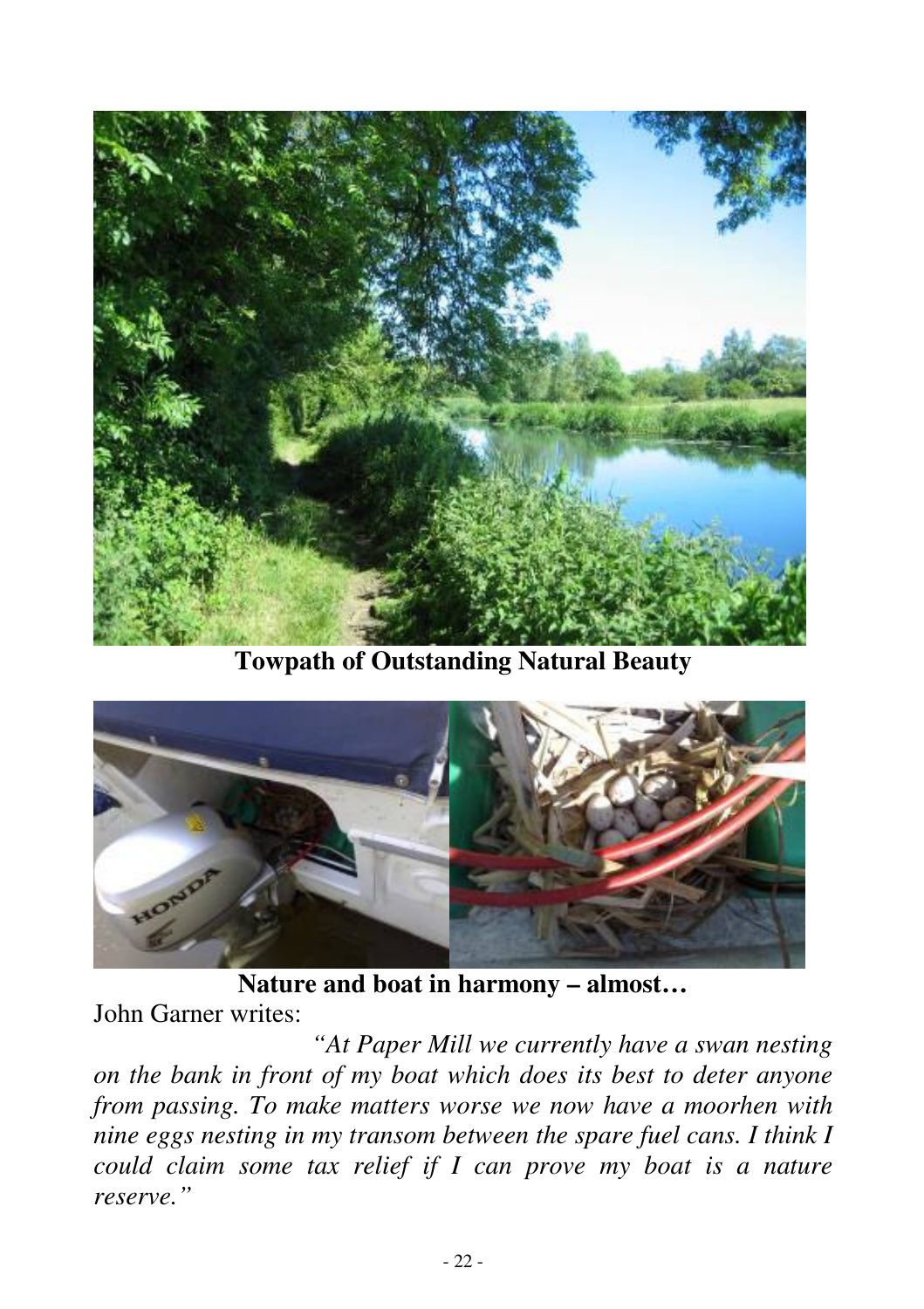**Towpath of Outstanding Natural Beauty**

**Nature and boat in harmony – almost…**

John Garner writes:

*"At Paper Mill we currently have a swan nesting on the bank in front of my boat which does its best to deter anyone from passing. To make matters worse we now have a moorhen with nine eggs nesting in my transom between the spare fuel cans. I think I could claim some tax relief if I can prove my boat is a nature reserve."*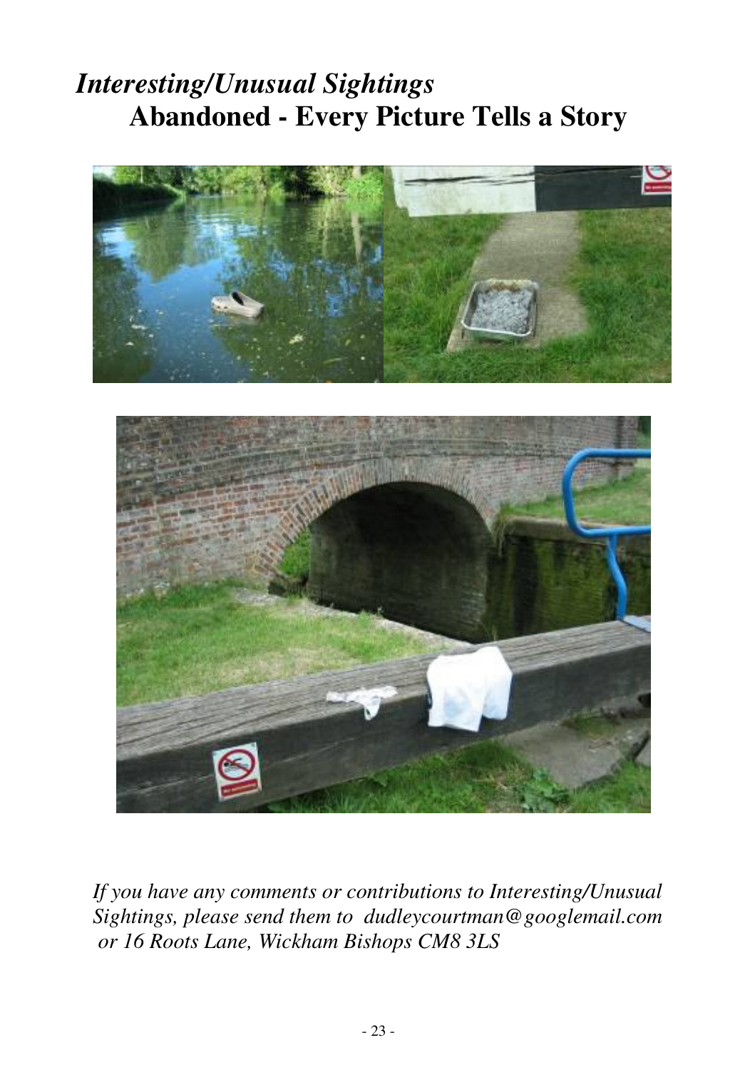*Interesting/Unusual Sightings*

## Abandoned - Every Picture Tells a Story

*If you have any comments or contributions to Interesting/Unusual Sightings, please send them to dudleycourtman@googlemail.com or 16 Roots Lane, Wickham Bishops CM8 3LS*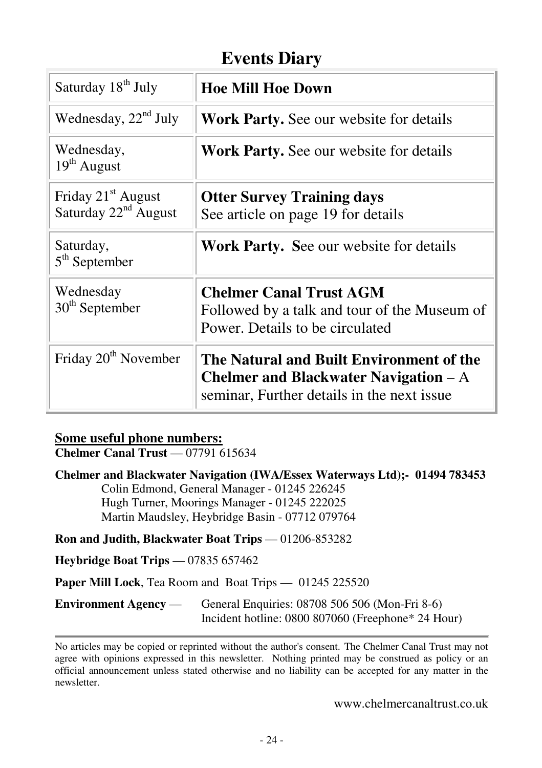# Events Diary

| | |
|---|---|
| Saturday 18th July | **Hoe Mill Hoe Down** |
| Wednesday, 22nd July | **Work Party.** See our website for details |
| Wednesday, 19th August | **Work Party.** See our website for details |
| Friday 21st August<br>Saturday 22nd August | **Otter Survey Training days**<br>See article on page 19 for details |
| Saturday, 5th September | **Work Party. S**ee our website for details |
| Wednesday 30th September | **Chelmer Canal Trust AGM**<br>Followed by a talk and tour of the Museum of Power. Details to be circulated |
| Friday 20th November | **The Natural and Built Environment of the Chelmer and Blackwater Navigation** – A seminar, Further details in the next issue |

**Some useful phone numbers:**

**Chelmer Canal Trust** — 07791 615634

**Chelmer and Blackwater Navigation (IWA/Essex Waterways Ltd);- 01494 783453**
Colin Edmond, General Manager - 01245 226245
Hugh Turner, Moorings Manager - 01245 222025
Martin Maudsley, Heybridge Basin - 07712 079764

**Ron and Judith, Blackwater Boat Trips** — 01206-853282

**Heybridge Boat Trips** — 07835 657462

**Paper Mill Lock**, Tea Room and Boat Trips — 01245 225520

**Environment Agency** — General Enquiries: 08708 506 506 (Mon-Fri 8-6)
Incident hotline: 0800 807060 (Freephone* 24 Hour)

---

No articles may be copied or reprinted without the author's consent. The Chelmer Canal Trust may not agree with opinions expressed in this newsletter. Nothing printed may be construed as policy or an official announcement unless stated otherwise and no liability can be accepted for any matter in the newsletter.

www.chelmercanaltrust.co.uk